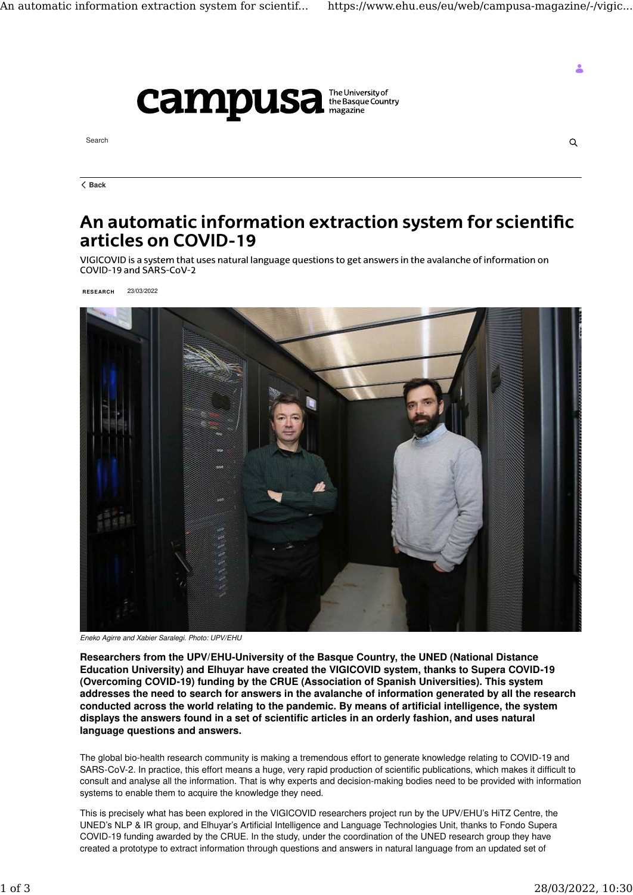# An automatic information extraction system for scientific articles on COVID-19

VIGICOVID is a system that uses natural language questions to get answers in the avalanche of information on COVID-19 and SARS-CoV-2

RESEARCH 23/03/2022

*Eneko Agirre and Xabier Saralegi. Photo: UPV/EHU*

**Researchers from the UPV/EHU-University of the Basque Country, the UNED (National Distance Education University) and Elhuyar have created the VIGICOVID system, thanks to Supera COVID-19 (Overcoming COVID-19) funding by the CRUE (Association of Spanish Universities). This system addresses the need to search for answers in the avalanche of information generated by all the research conducted across the world relating to the pandemic. By means of artificial intelligence, the system displays the answers found in a set of scientific articles in an orderly fashion, and uses natural language questions and answers.**

The global bio-health research community is making a tremendous effort to generate knowledge relating to COVID-19 and SARS-CoV-2. In practice, this effort means a huge, very rapid production of scientific publications, which makes it difficult to consult and analyse all the information. That is why experts and decision-making bodies need to be provided with information systems to enable them to acquire the knowledge they need.

This is precisely what has been explored in the VIGICOVID researchers project run by the UPV/EHU's HiTZ Centre, the UNED's NLP & IR group, and Elhuyar's Artificial Intelligence and Language Technologies Unit, thanks to Fondo Supera COVID-19 funding awarded by the CRUE. In the study, under the coordination of the UNED research group they have created a prototype to extract information through questions and answers in natural language from an updated set of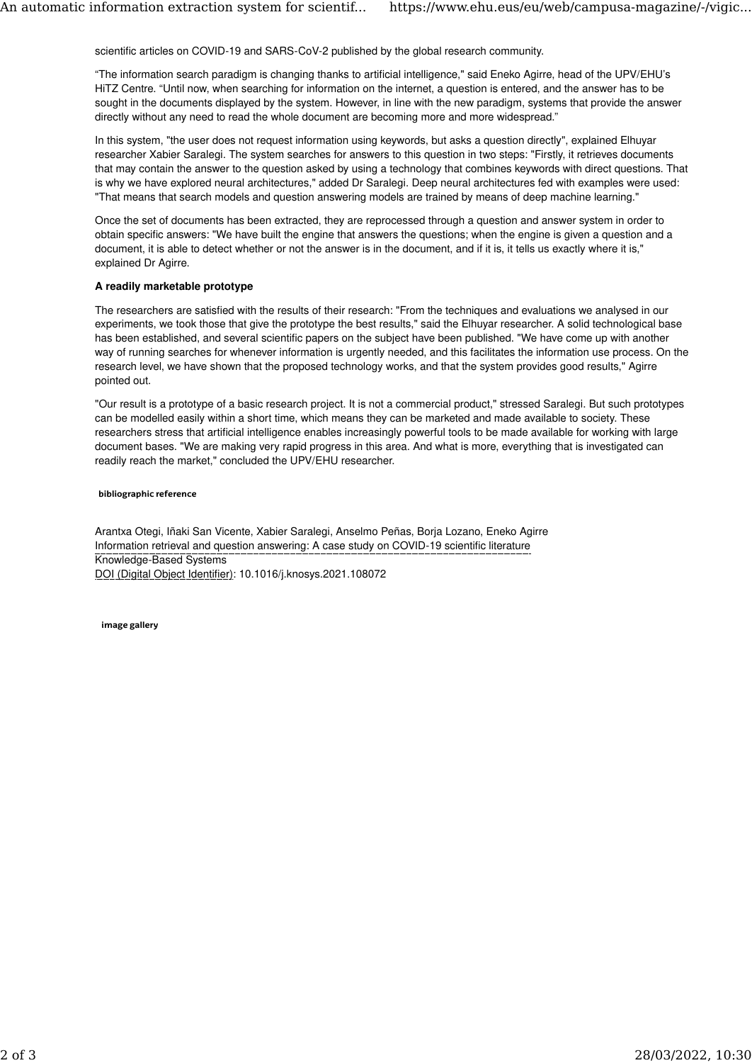scientific articles on COVID-19 and SARS-CoV-2 published by the global research community.

“The information search paradigm is changing thanks to artificial intelligence," said Eneko Agirre, head of the UPV/EHU’s HiTZ Centre. “Until now, when searching for information on the internet, a question is entered, and the answer has to be sought in the documents displayed by the system. However, in line with the new paradigm, systems that provide the answer directly without any need to read the whole document are becoming more and more widespread.”

In this system, "the user does not request information using keywords, but asks a question directly", explained Elhuyar researcher Xabier Saralegi. The system searches for answers to this question in two steps: "Firstly, it retrieves documents that may contain the answer to the question asked by using a technology that combines keywords with direct questions. That is why we have explored neural architectures," added Dr Saralegi. Deep neural architectures fed with examples were used: "That means that search models and question answering models are trained by means of deep machine learning."

Once the set of documents has been extracted, they are reprocessed through a question and answer system in order to obtain specific answers: "We have built the engine that answers the questions; when the engine is given a question and a document, it is able to detect whether or not the answer is in the document, and if it is, it tells us exactly where it is," explained Dr Agirre.

**A readily marketable prototype**

The researchers are satisfied with the results of their research: "From the techniques and evaluations we analysed in our experiments, we took those that give the prototype the best results," said the Elhuyar researcher. A solid technological base has been established, and several scientific papers on the subject have been published. "We have come up with another way of running searches for whenever information is urgently needed, and this facilitates the information use process. On the research level, we have shown that the proposed technology works, and that the system provides good results," Agirre pointed out.

"Our result is a prototype of a basic research project. It is not a commercial product," stressed Saralegi. But such prototypes can be modelled easily within a short time, which means they can be marketed and made available to society. These researchers stress that artificial intelligence enables increasingly powerful tools to be made available for working with large document bases. "We are making very rapid progress in this area. And what is more, everything that is investigated can readily reach the market," concluded the UPV/EHU researcher.

**bibliographic reference**

Arantxa Otegi, Iñaki San Vicente, Xabier Saralegi, Anselmo Peñas, Borja Lozano, Eneko Agirre
Information retrieval and question answering: A case study on COVID-19 scientific literature
Knowledge-Based Systems
DOI (Digital Object Identifier): 10.1016/j.knosys.2021.108072

**image gallery**